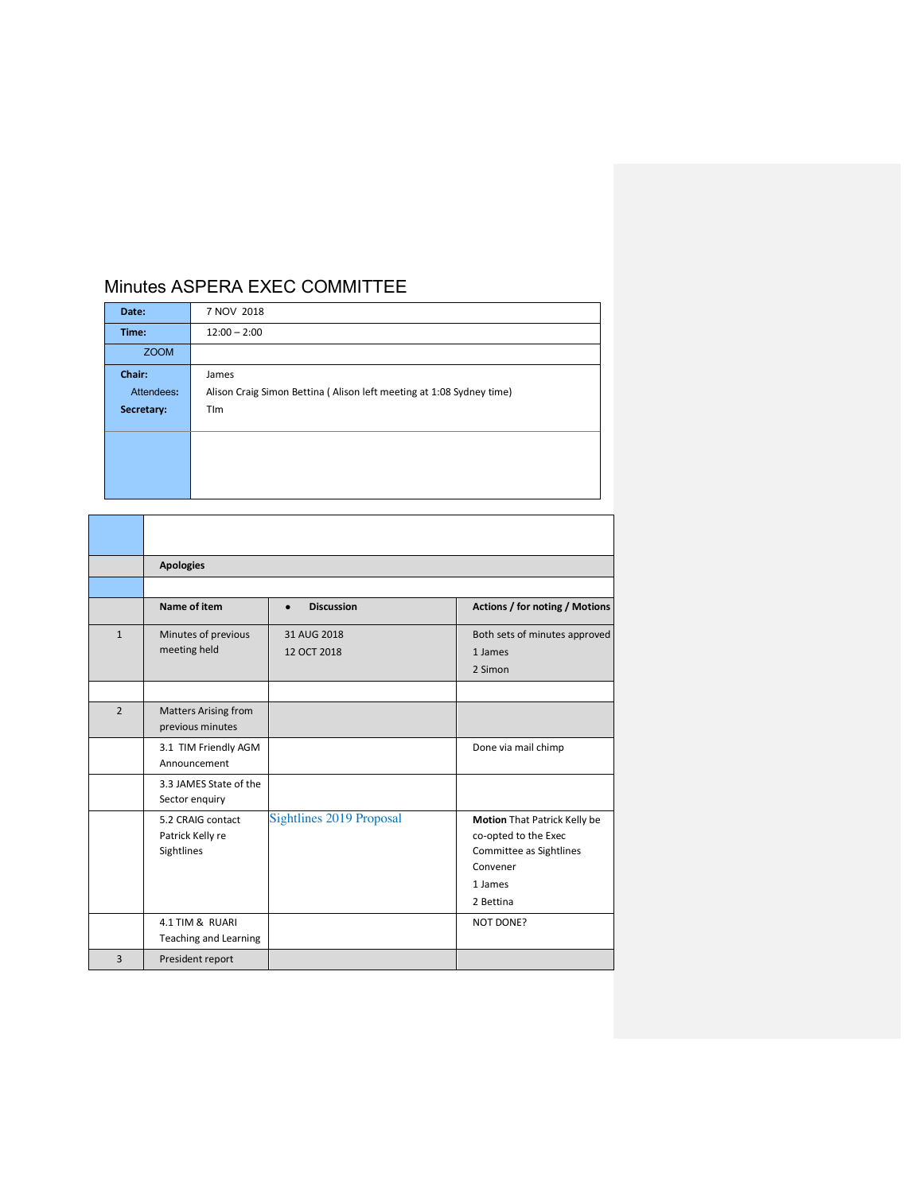# Minutes ASPERA EXEC COMMITTEE

| | |
|---|---|
| **Date:** | 7 NOV 2018 |
| **Time:** | 12:00 – 2:00 |
| ZOOM | |
| **Chair:**<br>Attendees:<br>**Secretary:** | James<br>Alison Craig Simon Bettina ( Alison left meeting at 1:08 Sydney time)<br>TIm |
| | |

| | | | |
|---|---|---|---|
| | | | |
| | **Apologies** | | |
| | | | |
| | **Name of item** | • **Discussion** | **Actions / for noting / Motions** |
| 1 | Minutes of previous meeting held | 31 AUG 2018<br>12 OCT 2018 | Both sets of minutes approved<br>1 James<br>2 Simon |
| | | | |
| 2 | Matters Arising from previous minutes | | |
| | 3.1 TIM Friendly AGM Announcement | | Done via mail chimp |
| | 3.3 JAMES State of the Sector enquiry | | |
| | 5.2 CRAIG contact Patrick Kelly re Sightlines | Sightlines 2019 Proposal | **Motion** That Patrick Kelly be co-opted to the Exec Committee as Sightlines Convener<br>1 James<br>2 Bettina |
| | 4.1 TIM & RUARI Teaching and Learning | | NOT DONE? |
| 3 | President report | | |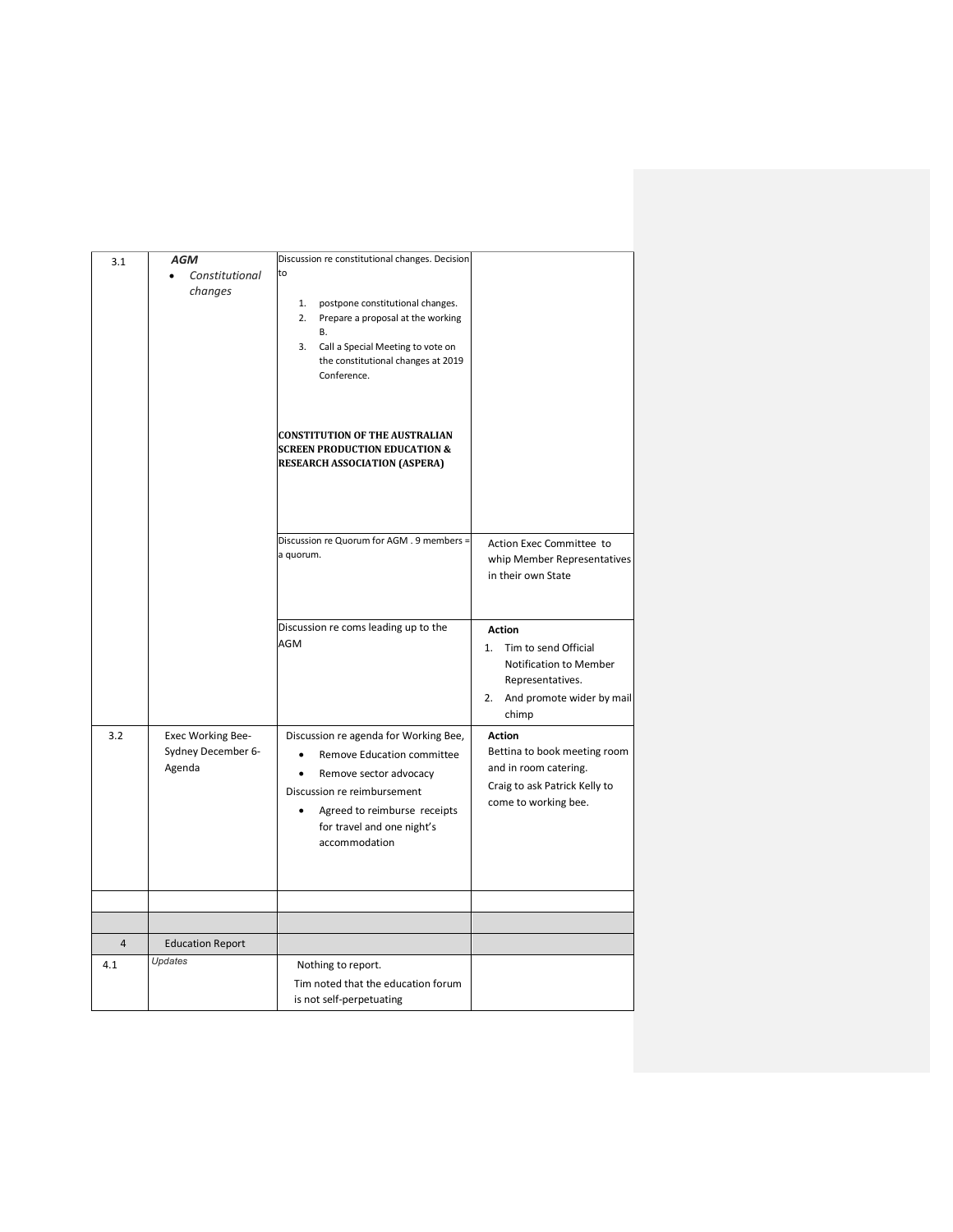| | | | |
|---|---|---|---|
| 3.1 | ***AGM*** <br>• *Constitutional changes* | Discussion re constitutional changes. Decision to <br>1. postpone constitutional changes. <br>2. Prepare a proposal at the working B. <br>3. Call a Special Meeting to vote on the constitutional changes at 2019 Conference. <br><br>**CONSTITUTION OF THE AUSTRALIAN SCREEN PRODUCTION EDUCATION & RESEARCH ASSOCIATION (ASPERA)** | |
| | | Discussion re Quorum for AGM . 9 members = a quorum. | Action Exec Committee to whip Member Representatives in their own State |
| | | Discussion re coms leading up to the AGM | **Action** <br>1. Tim to send Official Notification to Member Representatives. <br>2. And promote wider by mail chimp |
| 3.2 | Exec Working Bee- Sydney December 6- Agenda | Discussion re agenda for Working Bee, <br>• Remove Education committee <br>• Remove sector advocacy <br>Discussion re reimbursement <br>• Agreed to reimburse receipts for travel and one night's accommodation | **Action** <br>Bettina to book meeting room and in room catering. <br>Craig to ask Patrick Kelly to come to working bee. |
| | | | |
| | | | |
| 4 | Education Report | | |
| 4.1 | *Updates* | Nothing to report. <br>Tim noted that the education forum is not self-perpetuating | |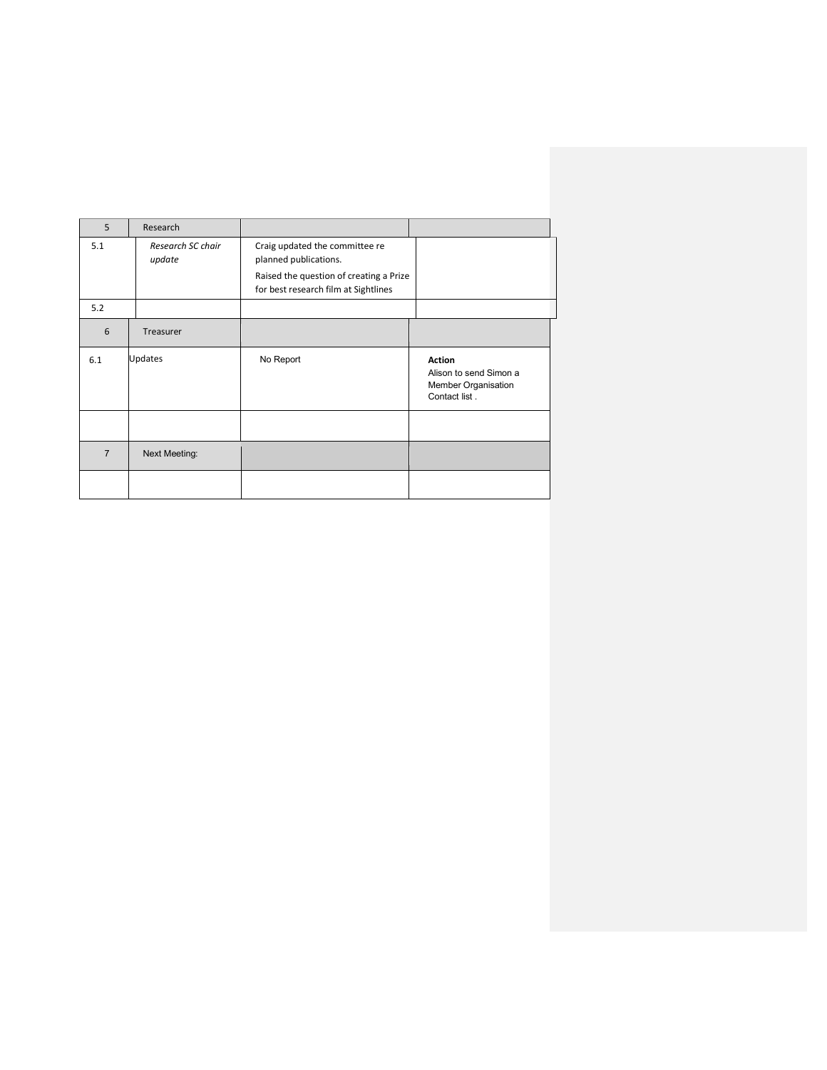| | | | |
|---|---|---|---|
| 5 | Research | | |
| 5.1 | *Research SC chair update* | Craig updated the committee re planned publications.<br>Raised the question of creating a Prize for best research film at Sightlines | |
| 5.2 | | | |
| 6 | Treasurer | | |
| 6.1 | Updates | No Report | **Action**<br>Alison to send Simon a Member Organisation Contact list . |
| | | | |
| 7 | Next Meeting: | | |
| | | | |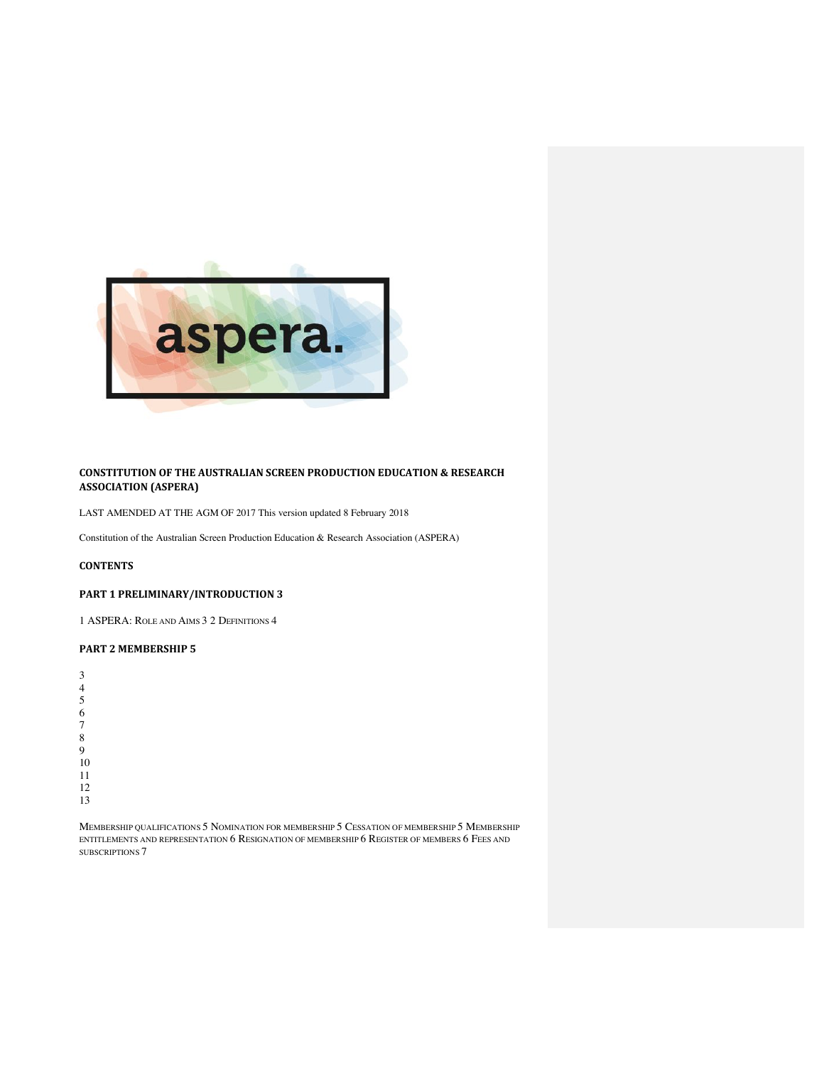**CONSTITUTION OF THE AUSTRALIAN SCREEN PRODUCTION EDUCATION & RESEARCH ASSOCIATION (ASPERA)**

LAST AMENDED AT THE AGM OF 2017 This version updated 8 February 2018

Constitution of the Australian Screen Production Education & Research Association (ASPERA)

**CONTENTS**

**PART 1 PRELIMINARY/INTRODUCTION 3**

1 ASPERA: ROLE AND AIMS 3 2 DEFINITIONS 4

**PART 2 MEMBERSHIP 5**

3
4
5
6
7
8
9
10
11
12
13

MEMBERSHIP QUALIFICATIONS 5 NOMINATION FOR MEMBERSHIP 5 CESSATION OF MEMBERSHIP 5 MEMBERSHIP ENTITLEMENTS AND REPRESENTATION 6 RESIGNATION OF MEMBERSHIP 6 REGISTER OF MEMBERS 6 FEES AND SUBSCRIPTIONS 7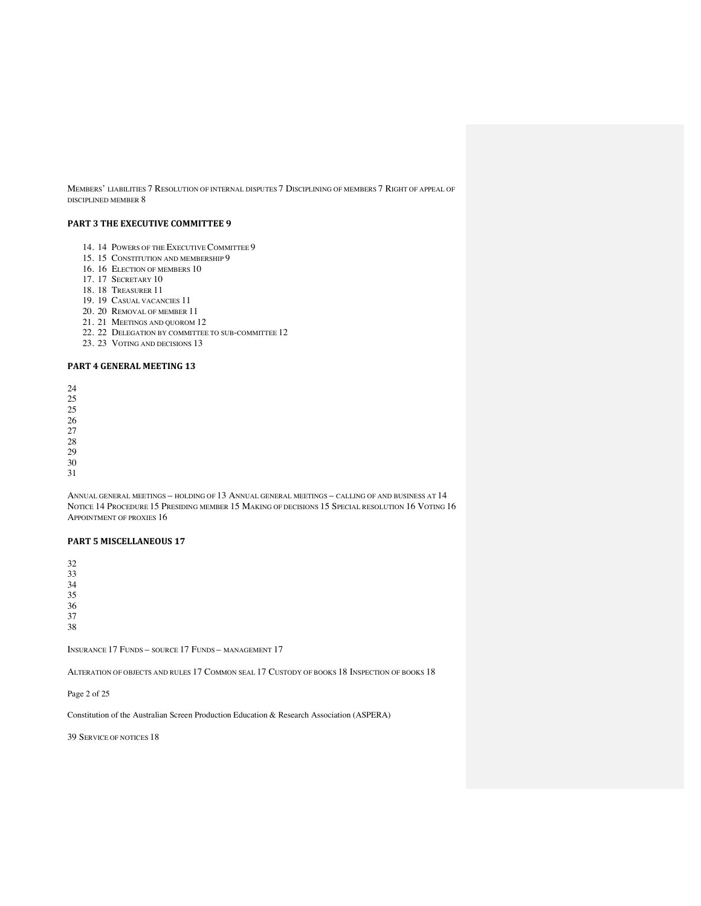MEMBERS' LIABILITIES 7 RESOLUTION OF INTERNAL DISPUTES 7 DISCIPLINING OF MEMBERS 7 RIGHT OF APPEAL OF DISCIPLINED MEMBER 8

**PART 3 THE EXECUTIVE COMMITTEE 9**

14. 14 POWERS OF THE EXECUTIVE COMMITTEE 9
15. 15 CONSTITUTION AND MEMBERSHIP 9
16. 16 ELECTION OF MEMBERS 10
17. 17 SECRETARY 10
18. 18 TREASURER 11
19. 19 CASUAL VACANCIES 11
20. 20 REMOVAL OF MEMBER 11
21. 21 MEETINGS AND QUOROM 12
22. 22 DELEGATION BY COMMITTEE TO SUB-COMMITTEE 12
23. 23 VOTING AND DECISIONS 13

**PART 4 GENERAL MEETING 13**

24
25
25
26
27
28
29
30
31

ANNUAL GENERAL MEETINGS – HOLDING OF 13 ANNUAL GENERAL MEETINGS – CALLING OF AND BUSINESS AT 14 NOTICE 14 PROCEDURE 15 PRESIDING MEMBER 15 MAKING OF DECISIONS 15 SPECIAL RESOLUTION 16 VOTING 16 APPOINTMENT OF PROXIES 16

**PART 5 MISCELLANEOUS 17**

32
33
34
35
36
37
38

INSURANCE 17 FUNDS – SOURCE 17 FUNDS – MANAGEMENT 17

ALTERATION OF OBJECTS AND RULES 17 COMMON SEAL 17 CUSTODY OF BOOKS 18 INSPECTION OF BOOKS 18

39 SERVICE OF NOTICES 18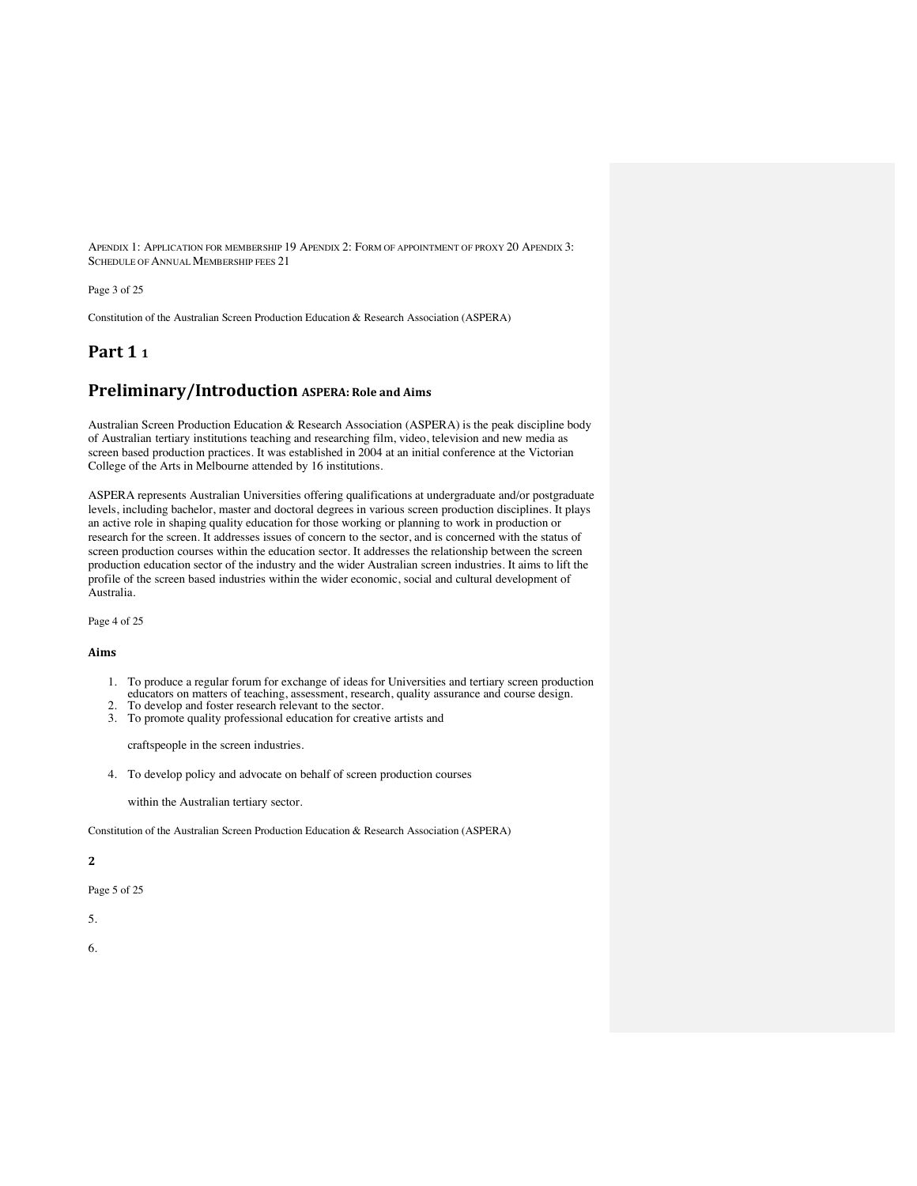APENDIX 1: APPLICATION FOR MEMBERSHIP 19 APENDIX 2: FORM OF APPOINTMENT OF PROXY 20 APENDIX 3: SCHEDULE OF ANNUAL MEMBERSHIP FEES 21

# Part 1 1

## Preliminary/Introduction ASPERA: Role and Aims

Australian Screen Production Education & Research Association (ASPERA) is the peak discipline body of Australian tertiary institutions teaching and researching film, video, television and new media as screen based production practices. It was established in 2004 at an initial conference at the Victorian College of the Arts in Melbourne attended by 16 institutions.

ASPERA represents Australian Universities offering qualifications at undergraduate and/or postgraduate levels, including bachelor, master and doctoral degrees in various screen production disciplines. It plays an active role in shaping quality education for those working or planning to work in production or research for the screen. It addresses issues of concern to the sector, and is concerned with the status of screen production courses within the education sector. It addresses the relationship between the screen production education sector of the industry and the wider Australian screen industries. It aims to lift the profile of the screen based industries within the wider economic, social and cultural development of Australia.

### Aims

1. To produce a regular forum for exchange of ideas for Universities and tertiary screen production educators on matters of teaching, assessment, research, quality assurance and course design.
2. To develop and foster research relevant to the sector.
3. To promote quality professional education for creative artists and

   craftspeople in the screen industries.

4. To develop policy and advocate on behalf of screen production courses

   within the Australian tertiary sector.

**2**

5.

6.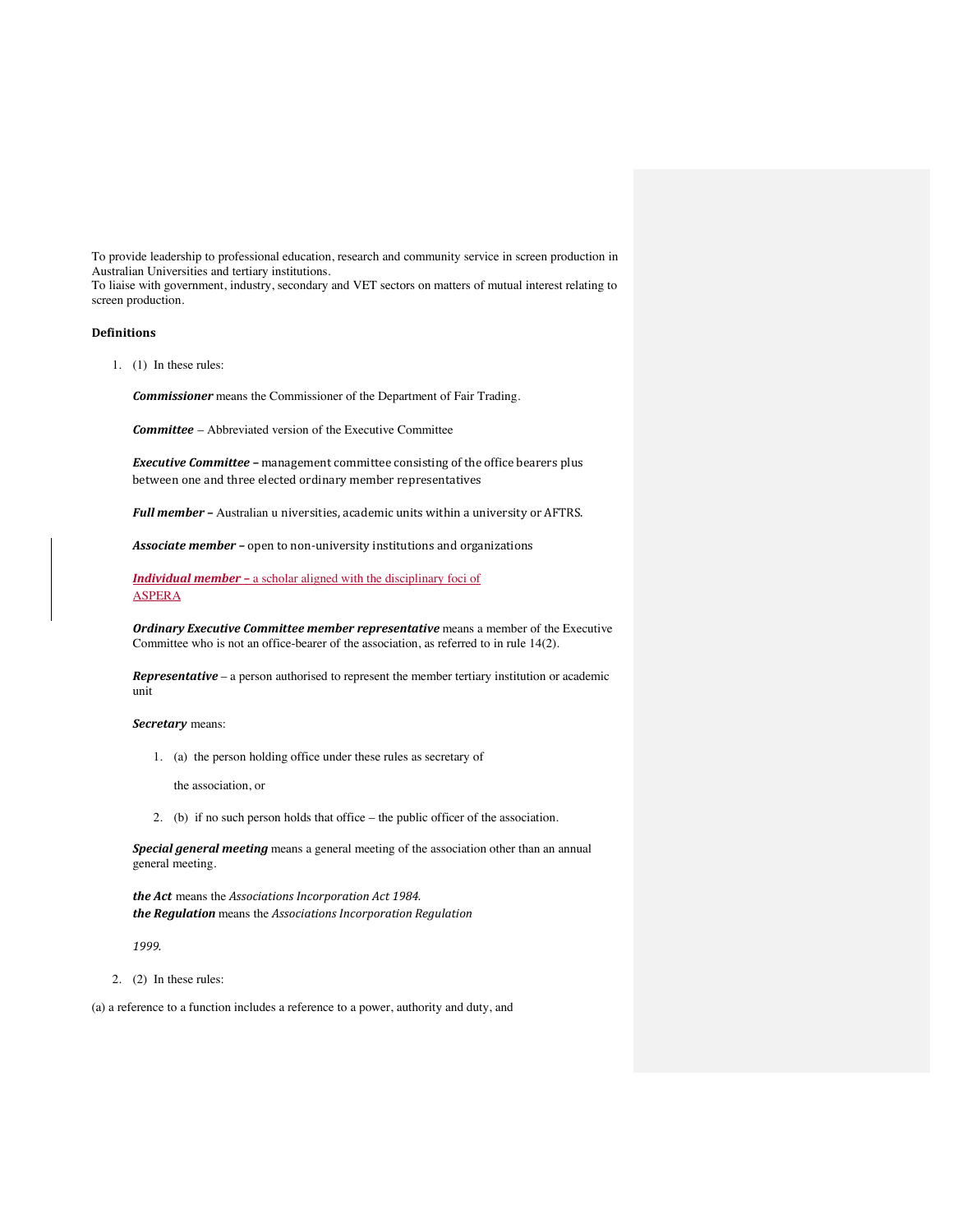To provide leadership to professional education, research and community service in screen production in Australian Universities and tertiary institutions.
To liaise with government, industry, secondary and VET sectors on matters of mutual interest relating to screen production.

**Definitions**

1. (1) In these rules:

***Commissioner*** means the Commissioner of the Department of Fair Trading.

***Committee*** – Abbreviated version of the Executive Committee

***Executive Committee*** **–** management committee consisting of the office bearers plus between one and three elected ordinary member representatives

***Full member*** **–** Australian u niversities, academic units within a university or AFTRS.

***Associate member*** **–** open to non-university institutions and organizations

***Individual member*** **–** a scholar aligned with the disciplinary foci of ASPERA

***Ordinary Executive Committee member representative*** means a member of the Executive Committee who is not an office-bearer of the association, as referred to in rule 14(2).

***Representative*** – a person authorised to represent the member tertiary institution or academic unit

***Secretary*** means:

1. (a) the person holding office under these rules as secretary of the association, or
2. (b) if no such person holds that office – the public officer of the association.

***Special general meeting*** means a general meeting of the association other than an annual general meeting.

***the Act*** means the *Associations Incorporation Act 1984.*
***the Regulation*** means the *Associations Incorporation Regulation 1999.*

2. (2) In these rules:

(a) a reference to a function includes a reference to a power, authority and duty, and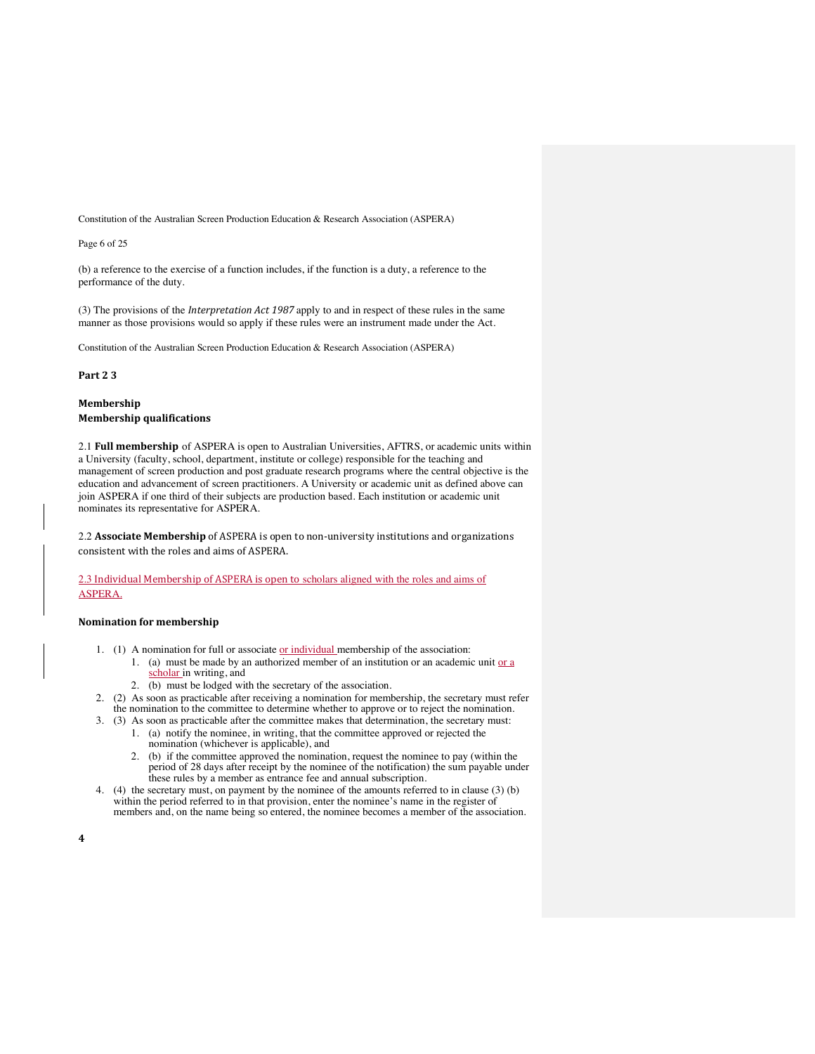(b) a reference to the exercise of a function includes, if the function is a duty, a reference to the performance of the duty.

(3) The provisions of the *Interpretation Act 1987* apply to and in respect of these rules in the same manner as those provisions would so apply if these rules were an instrument made under the Act.

**Part 2 3**

**Membership**

**Membership qualifications**

2.1 **Full membership** of ASPERA is open to Australian Universities, AFTRS, or academic units within a University (faculty, school, department, institute or college) responsible for the teaching and management of screen production and post graduate research programs where the central objective is the education and advancement of screen practitioners. A University or academic unit as defined above can join ASPERA if one third of their subjects are production based. Each institution or academic unit nominates its representative for ASPERA.

2.2 **Associate Membership** of ASPERA is open to non-university institutions and organizations consistent with the roles and aims of ASPERA.

2.3 Individual Membership of ASPERA is open to scholars aligned with the roles and aims of ASPERA.

**Nomination for membership**

1. (1) A nomination for full or associate or individual membership of the association:
   1. (a) must be made by an authorized member of an institution or an academic unit or a scholar in writing, and
   2. (b) must be lodged with the secretary of the association.
2. (2) As soon as practicable after receiving a nomination for membership, the secretary must refer the nomination to the committee to determine whether to approve or to reject the nomination.
3. (3) As soon as practicable after the committee makes that determination, the secretary must:
   1. (a) notify the nominee, in writing, that the committee approved or rejected the nomination (whichever is applicable), and
   2. (b) if the committee approved the nomination, request the nominee to pay (within the period of 28 days after receipt by the nominee of the notification) the sum payable under these rules by a member as entrance fee and annual subscription.
4. (4) the secretary must, on payment by the nominee of the amounts referred to in clause (3) (b) within the period referred to in that provision, enter the nominee's name in the register of members and, on the name being so entered, the nominee becomes a member of the association.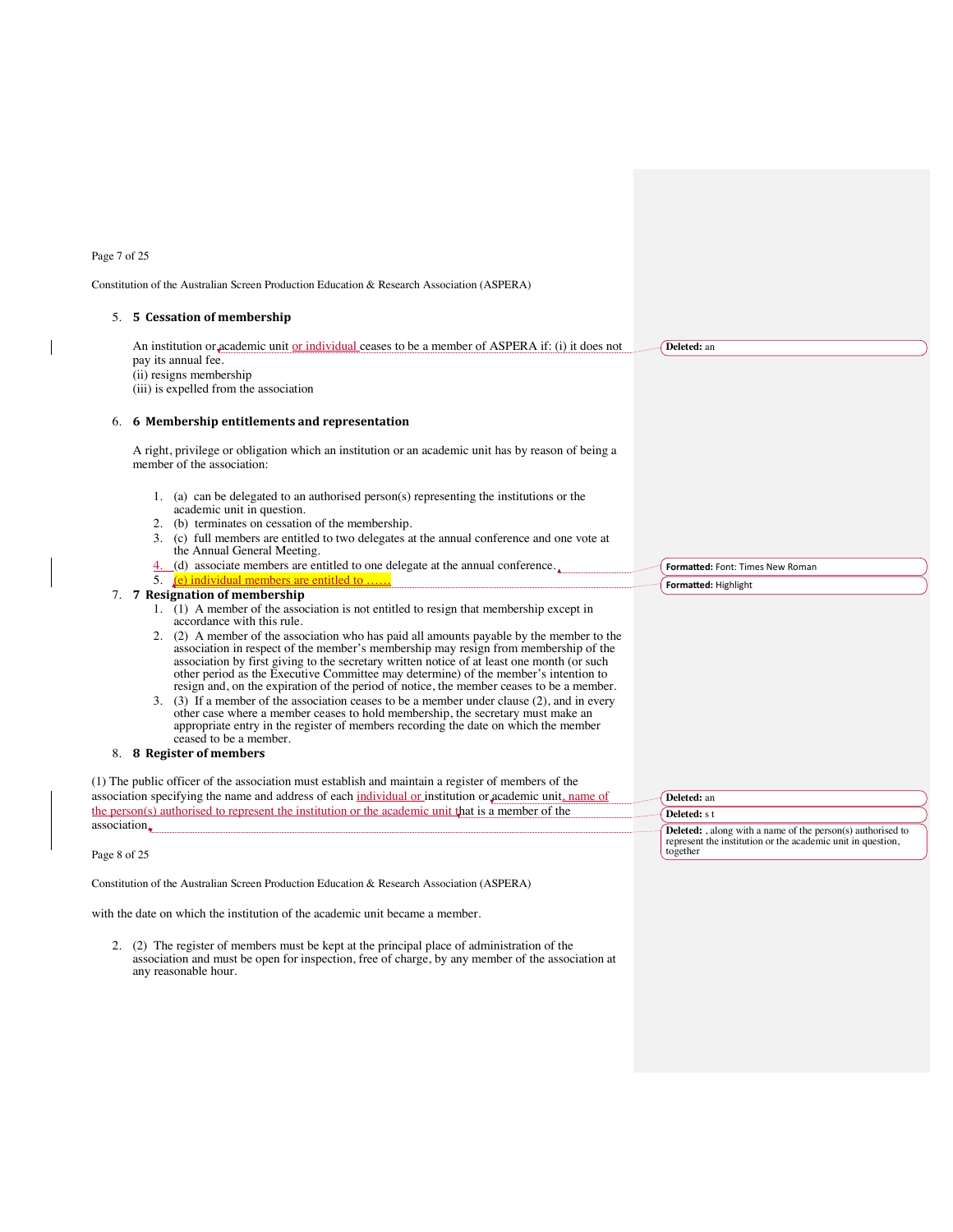## 5. 5 Cessation of membership

An institution or academic unit or individual ceases to be a member of ASPERA if: (i) it does not pay its annual fee.
(ii) resigns membership
(iii) is expelled from the association

## 6. 6 Membership entitlements and representation

A right, privilege or obligation which an institution or an academic unit has by reason of being a member of the association:

1. (a) can be delegated to an authorised person(s) representing the institutions or the academic unit in question.
2. (b) terminates on cessation of the membership.
3. (c) full members are entitled to two delegates at the annual conference and one vote at the Annual General Meeting.
4. (d) associate members are entitled to one delegate at the annual conference.
5. (e) individual members are entitled to ……

## 7. 7 Resignation of membership

1. (1) A member of the association is not entitled to resign that membership except in accordance with this rule.
2. (2) A member of the association who has paid all amounts payable by the member to the association in respect of the member's membership may resign from membership of the association by first giving to the secretary written notice of at least one month (or such other period as the Executive Committee may determine) of the member's intention to resign and, on the expiration of the period of notice, the member ceases to be a member.
3. (3) If a member of the association ceases to be a member under clause (2), and in every other case where a member ceases to hold membership, the secretary must make an appropriate entry in the register of members recording the date on which the member ceased to be a member.

## 8. 8 Register of members

(1) The public officer of the association must establish and maintain a register of members of the association specifying the name and address of each individual or institution or academic unit, name of the person(s) authorised to represent the institution or the academic unit that is a member of the association,

with the date on which the institution of the academic unit became a member.

2. (2) The register of members must be kept at the principal place of administration of the association and must be open for inspection, free of charge, by any member of the association at any reasonable hour.

Deleted: an

Formatted: Font: Times New Roman

Formatted: Highlight

Deleted: an

Deleted: s t

Deleted: , along with a name of the person(s) authorised to represent the institution or the academic unit in question, together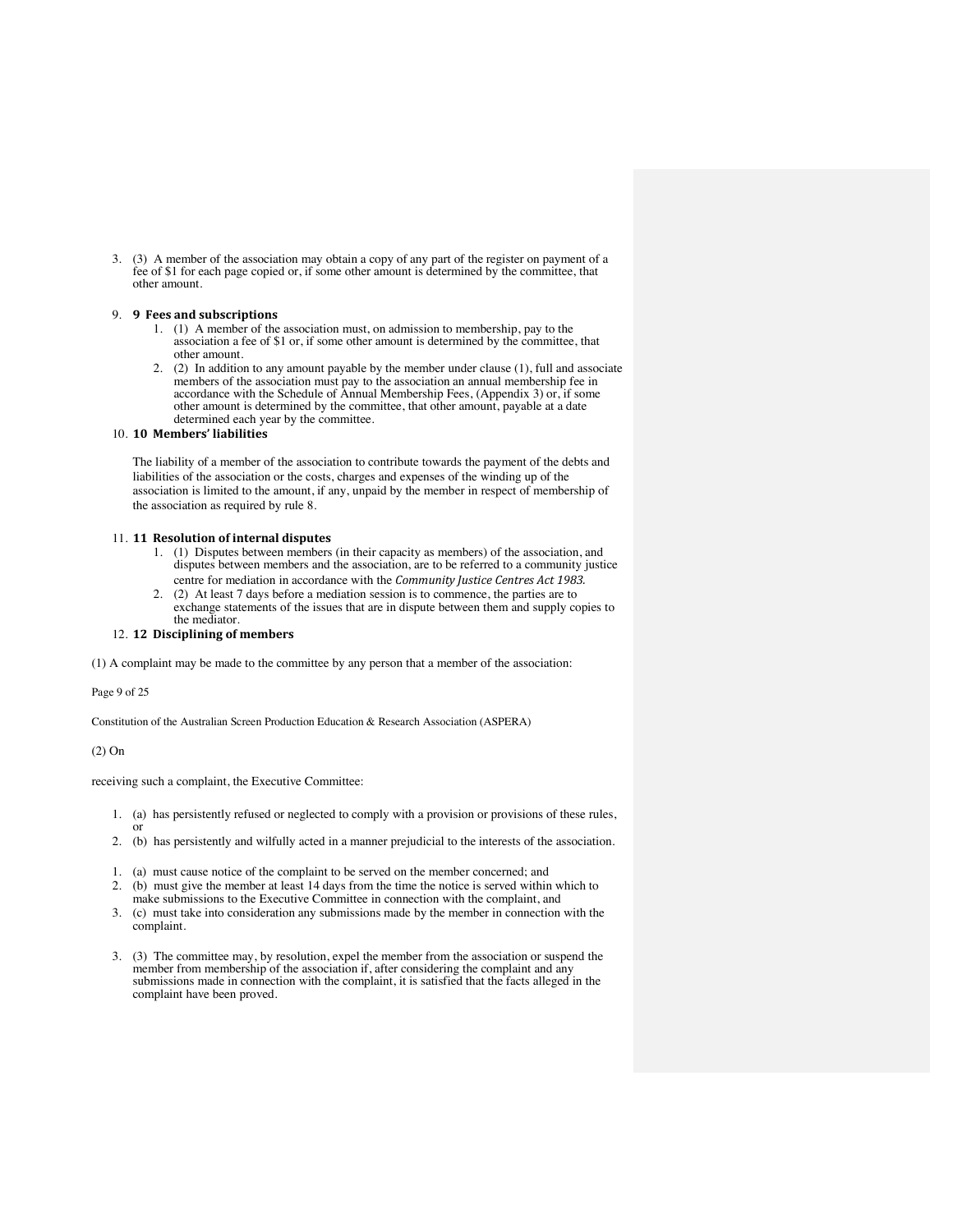3. (3) A member of the association may obtain a copy of any part of the register on payment of a fee of $1 for each page copied or, if some other amount is determined by the committee, that other amount.

### 9 Fees and subscriptions

1. (1) A member of the association must, on admission to membership, pay to the association a fee of $1 or, if some other amount is determined by the committee, that other amount.
2. (2) In addition to any amount payable by the member under clause (1), full and associate members of the association must pay to the association an annual membership fee in accordance with the Schedule of Annual Membership Fees, (Appendix 3) or, if some other amount is determined by the committee, that other amount, payable at a date determined each year by the committee.

### 10 Members' liabilities

The liability of a member of the association to contribute towards the payment of the debts and liabilities of the association or the costs, charges and expenses of the winding up of the association is limited to the amount, if any, unpaid by the member in respect of membership of the association as required by rule 8.

### 11 Resolution of internal disputes

1. (1) Disputes between members (in their capacity as members) of the association, and disputes between members and the association, are to be referred to a community justice centre for mediation in accordance with the *Community Justice Centres Act 1983.*
2. (2) At least 7 days before a mediation session is to commence, the parties are to exchange statements of the issues that are in dispute between them and supply copies to the mediator.

### 12 Disciplining of members

(1) A complaint may be made to the committee by any person that a member of the association:

1. (a) has persistently refused or neglected to comply with a provision or provisions of these rules, or
2. (b) has persistently and wilfully acted in a manner prejudicial to the interests of the association.

(2) On receiving such a complaint, the Executive Committee:

1. (a) must cause notice of the complaint to be served on the member concerned; and
2. (b) must give the member at least 14 days from the time the notice is served within which to make submissions to the Executive Committee in connection with the complaint, and
3. (c) must take into consideration any submissions made by the member in connection with the complaint.

3. (3) The committee may, by resolution, expel the member from the association or suspend the member from membership of the association if, after considering the complaint and any submissions made in connection with the complaint, it is satisfied that the facts alleged in the complaint have been proved.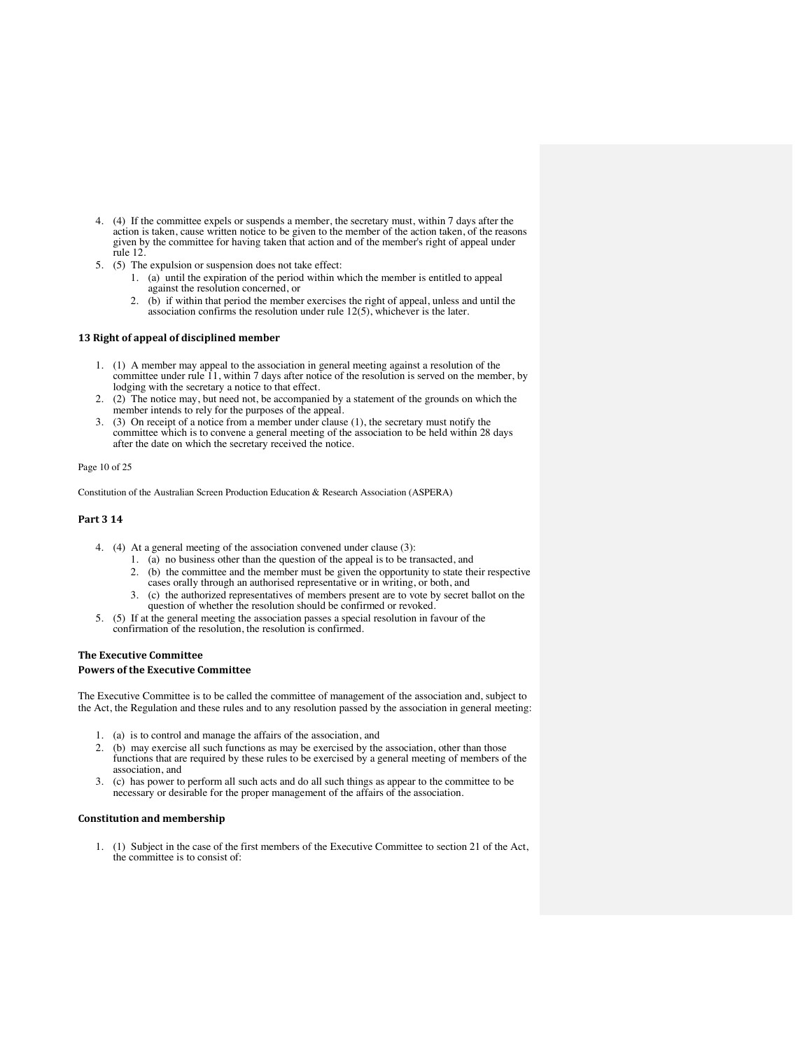4. (4) If the committee expels or suspends a member, the secretary must, within 7 days after the action is taken, cause written notice to be given to the member of the action taken, of the reasons given by the committee for having taken that action and of the member's right of appeal under rule 12.
5. (5) The expulsion or suspension does not take effect:
    1. (a) until the expiration of the period within which the member is entitled to appeal against the resolution concerned, or
    2. (b) if within that period the member exercises the right of appeal, unless and until the association confirms the resolution under rule 12(5), whichever is the later.

### 13 Right of appeal of disciplined member

1. (1) A member may appeal to the association in general meeting against a resolution of the committee under rule 11, within 7 days after notice of the resolution is served on the member, by lodging with the secretary a notice to that effect.
2. (2) The notice may, but need not, be accompanied by a statement of the grounds on which the member intends to rely for the purposes of the appeal.
3. (3) On receipt of a notice from a member under clause (1), the secretary must notify the committee which is to convene a general meeting of the association to be held within 28 days after the date on which the secretary received the notice.

### Part 3 14

4. (4) At a general meeting of the association convened under clause (3):
    1. (a) no business other than the question of the appeal is to be transacted, and
    2. (b) the committee and the member must be given the opportunity to state their respective cases orally through an authorised representative or in writing, or both, and
    3. (c) the authorized representatives of members present are to vote by secret ballot on the question of whether the resolution should be confirmed or revoked.
5. (5) If at the general meeting the association passes a special resolution in favour of the confirmation of the resolution, the resolution is confirmed.

### The Executive Committee

### Powers of the Executive Committee

The Executive Committee is to be called the committee of management of the association and, subject to the Act, the Regulation and these rules and to any resolution passed by the association in general meeting:

1. (a) is to control and manage the affairs of the association, and
2. (b) may exercise all such functions as may be exercised by the association, other than those functions that are required by these rules to be exercised by a general meeting of members of the association, and
3. (c) has power to perform all such acts and do all such things as appear to the committee to be necessary or desirable for the proper management of the affairs of the association.

### Constitution and membership

1. (1) Subject in the case of the first members of the Executive Committee to section 21 of the Act, the committee is to consist of: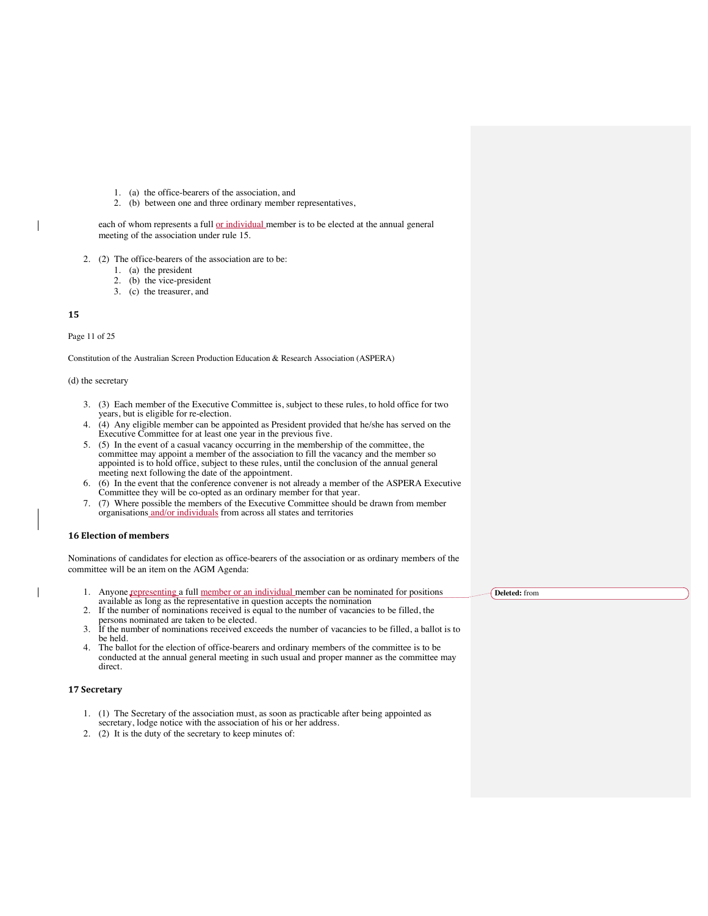1. (a) the office-bearers of the association, and
2. (b) between one and three ordinary member representatives,

each of whom represents a full or individual member is to be elected at the annual general meeting of the association under rule 15.

2. (2) The office-bearers of the association are to be:
    1. (a) the president
    2. (b) the vice-president
    3. (c) the treasurer, and

(d) the secretary

3. (3) Each member of the Executive Committee is, subject to these rules, to hold office for two years, but is eligible for re-election.
4. (4) Any eligible member can be appointed as President provided that he/she has served on the Executive Committee for at least one year in the previous five.
5. (5) In the event of a casual vacancy occurring in the membership of the committee, the committee may appoint a member of the association to fill the vacancy and the member so appointed is to hold office, subject to these rules, until the conclusion of the annual general meeting next following the date of the appointment.
6. (6) In the event that the conference convener is not already a member of the ASPERA Executive Committee they will be co-opted as an ordinary member for that year.
7. (7) Where possible the members of the Executive Committee should be drawn from member organisations and/or individuals from across all states and territories

## 16 Election of members

Nominations of candidates for election as office-bearers of the association or as ordinary members of the committee will be an item on the AGM Agenda:

1. Anyone representing a full member or an individual member can be nominated for positions available as long as the representative in question accepts the nomination
2. If the number of nominations received is equal to the number of vacancies to be filled, the persons nominated are taken to be elected.
3. If the number of nominations received exceeds the number of vacancies to be filled, a ballot is to be held.
4. The ballot for the election of office-bearers and ordinary members of the committee is to be conducted at the annual general meeting in such usual and proper manner as the committee may direct.

**Deleted:** from

## 17 Secretary

1. (1) The Secretary of the association must, as soon as practicable after being appointed as secretary, lodge notice with the association of his or her address.
2. (2) It is the duty of the secretary to keep minutes of: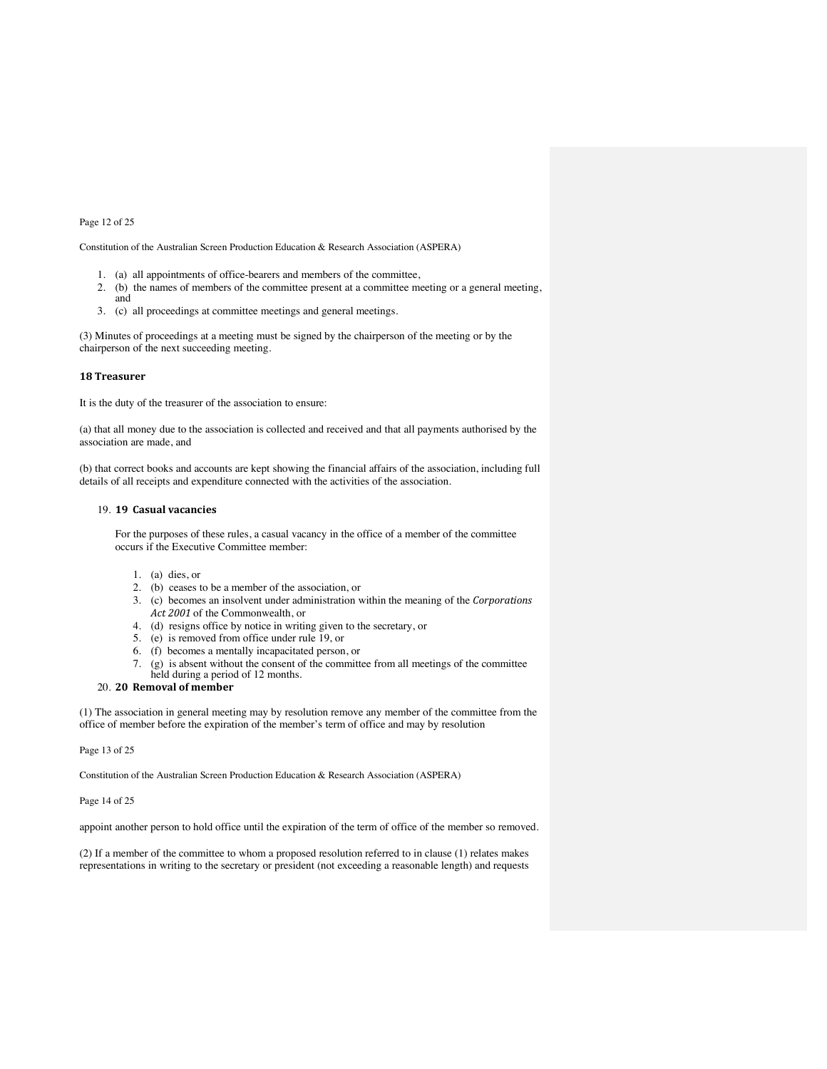1. (a) all appointments of office-bearers and members of the committee,
2. (b) the names of members of the committee present at a committee meeting or a general meeting, and
3. (c) all proceedings at committee meetings and general meetings.

(3) Minutes of proceedings at a meeting must be signed by the chairperson of the meeting or by the chairperson of the next succeeding meeting.

### 18 Treasurer

It is the duty of the treasurer of the association to ensure:

(a) that all money due to the association is collected and received and that all payments authorised by the association are made, and

(b) that correct books and accounts are kept showing the financial affairs of the association, including full details of all receipts and expenditure connected with the activities of the association.

### 19. 19 Casual vacancies

For the purposes of these rules, a casual vacancy in the office of a member of the committee occurs if the Executive Committee member:

1. (a) dies, or
2. (b) ceases to be a member of the association, or
3. (c) becomes an insolvent under administration within the meaning of the *Corporations Act 2001* of the Commonwealth, or
4. (d) resigns office by notice in writing given to the secretary, or
5. (e) is removed from office under rule 19, or
6. (f) becomes a mentally incapacitated person, or
7. (g) is absent without the consent of the committee from all meetings of the committee held during a period of 12 months.

### 20. 20 Removal of member

(1) The association in general meeting may by resolution remove any member of the committee from the office of member before the expiration of the member's term of office and may by resolution appoint another person to hold office until the expiration of the term of office of the member so removed.

(2) If a member of the committee to whom a proposed resolution referred to in clause (1) relates makes representations in writing to the secretary or president (not exceeding a reasonable length) and requests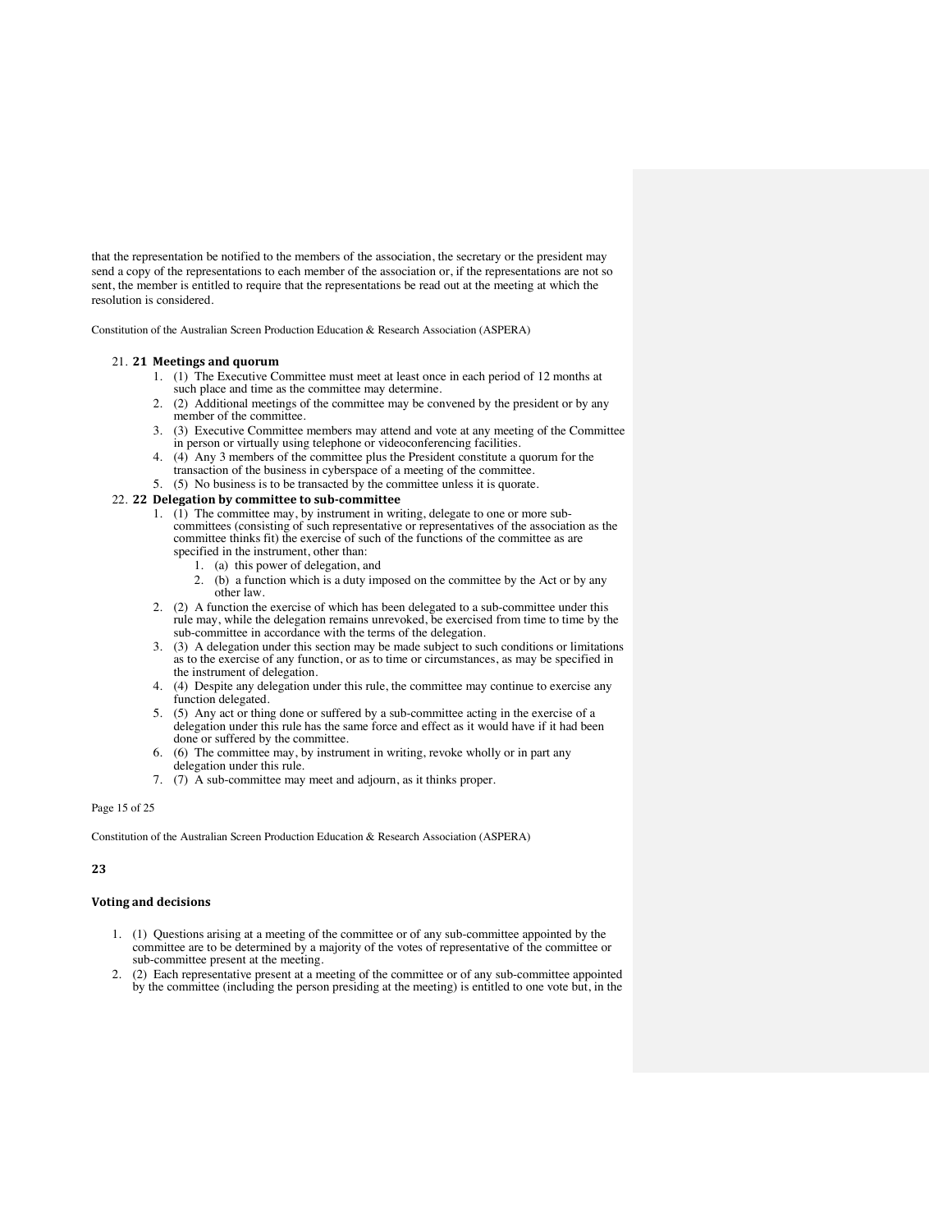that the representation be notified to the members of the association, the secretary or the president may send a copy of the representations to each member of the association or, if the representations are not so sent, the member is entitled to require that the representations be read out at the meeting at which the resolution is considered.

## 21. 21 Meetings and quorum

1. (1) The Executive Committee must meet at least once in each period of 12 months at such place and time as the committee may determine.
2. (2) Additional meetings of the committee may be convened by the president or by any member of the committee.
3. (3) Executive Committee members may attend and vote at any meeting of the Committee in person or virtually using telephone or videoconferencing facilities.
4. (4) Any 3 members of the committee plus the President constitute a quorum for the transaction of the business in cyberspace of a meeting of the committee.
5. (5) No business is to be transacted by the committee unless it is quorate.

## 22. 22 Delegation by committee to sub-committee

1. (1) The committee may, by instrument in writing, delegate to one or more sub-committees (consisting of such representative or representatives of the association as the committee thinks fit) the exercise of such of the functions of the committee as are specified in the instrument, other than:
   1. (a) this power of delegation, and
   2. (b) a function which is a duty imposed on the committee by the Act or by any other law.
2. (2) A function the exercise of which has been delegated to a sub-committee under this rule may, while the delegation remains unrevoked, be exercised from time to time by the sub-committee in accordance with the terms of the delegation.
3. (3) A delegation under this section may be made subject to such conditions or limitations as to the exercise of any function, or as to time or circumstances, as may be specified in the instrument of delegation.
4. (4) Despite any delegation under this rule, the committee may continue to exercise any function delegated.
5. (5) Any act or thing done or suffered by a sub-committee acting in the exercise of a delegation under this rule has the same force and effect as it would have if it had been done or suffered by the committee.
6. (6) The committee may, by instrument in writing, revoke wholly or in part any delegation under this rule.
7. (7) A sub-committee may meet and adjourn, as it thinks proper.

## 23

### Voting and decisions

1. (1) Questions arising at a meeting of the committee or of any sub-committee appointed by the committee are to be determined by a majority of the votes of representative of the committee or sub-committee present at the meeting.
2. (2) Each representative present at a meeting of the committee or of any sub-committee appointed by the committee (including the person presiding at the meeting) is entitled to one vote but, in the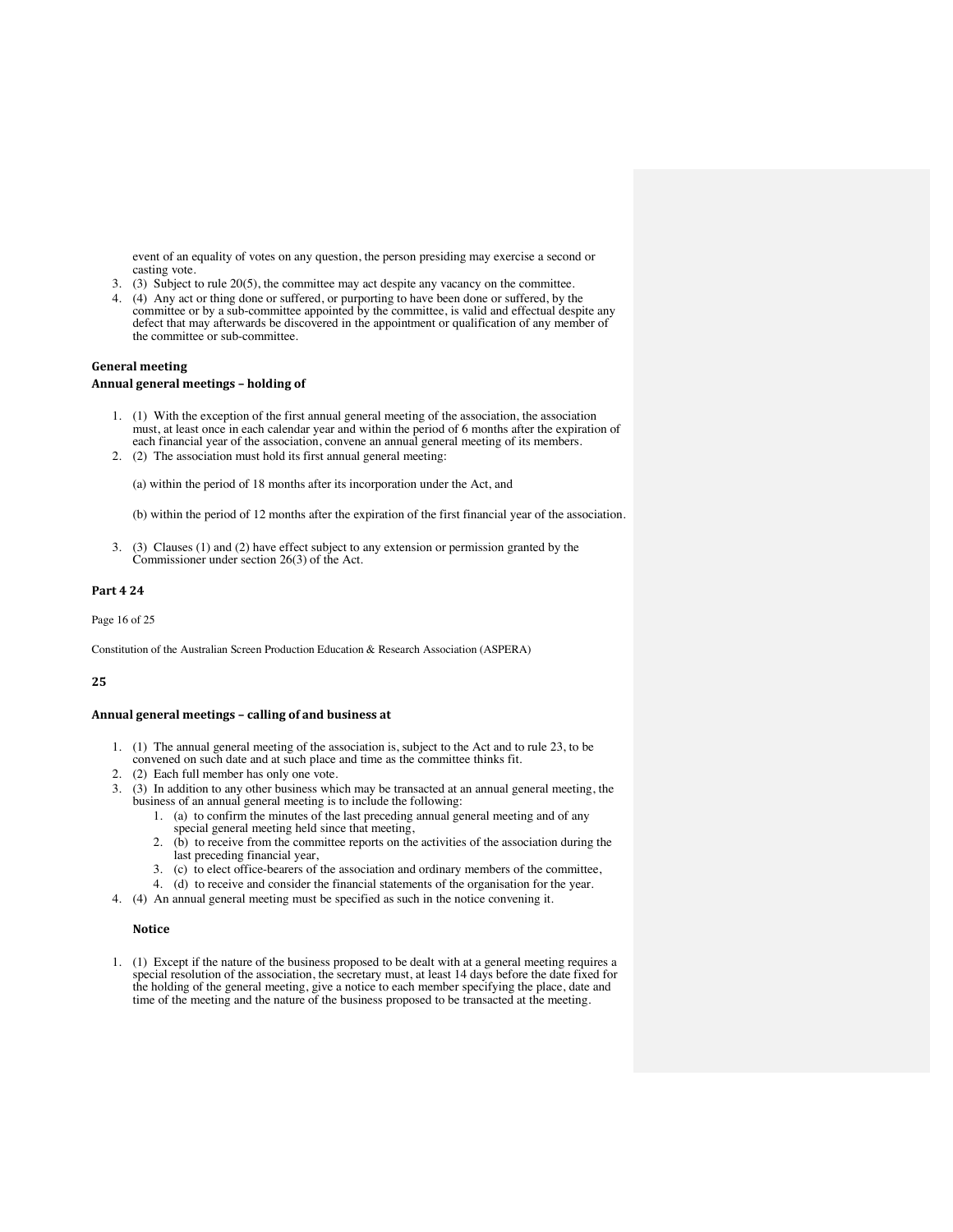event of an equality of votes on any question, the person presiding may exercise a second or casting vote.

3. (3) Subject to rule 20(5), the committee may act despite any vacancy on the committee.
4. (4) Any act or thing done or suffered, or purporting to have been done or suffered, by the committee or by a sub-committee appointed by the committee, is valid and effectual despite any defect that may afterwards be discovered in the appointment or qualification of any member of the committee or sub-committee.

## General meeting

### Annual general meetings – holding of

1. (1) With the exception of the first annual general meeting of the association, the association must, at least once in each calendar year and within the period of 6 months after the expiration of each financial year of the association, convene an annual general meeting of its members.
2. (2) The association must hold its first annual general meeting:

   (a) within the period of 18 months after its incorporation under the Act, and

   (b) within the period of 12 months after the expiration of the first financial year of the association.

3. (3) Clauses (1) and (2) have effect subject to any extension or permission granted by the Commissioner under section 26(3) of the Act.

**Part 4 24**

**25**

### Annual general meetings – calling of and business at

1. (1) The annual general meeting of the association is, subject to the Act and to rule 23, to be convened on such date and at such place and time as the committee thinks fit.
2. (2) Each full member has only one vote.
3. (3) In addition to any other business which may be transacted at an annual general meeting, the business of an annual general meeting is to include the following:
   1. (a) to confirm the minutes of the last preceding annual general meeting and of any special general meeting held since that meeting,
   2. (b) to receive from the committee reports on the activities of the association during the last preceding financial year,
   3. (c) to elect office-bearers of the association and ordinary members of the committee,
   4. (d) to receive and consider the financial statements of the organisation for the year.
4. (4) An annual general meeting must be specified as such in the notice convening it.

### Notice

1. (1) Except if the nature of the business proposed to be dealt with at a general meeting requires a special resolution of the association, the secretary must, at least 14 days before the date fixed for the holding of the general meeting, give a notice to each member specifying the place, date and time of the meeting and the nature of the business proposed to be transacted at the meeting.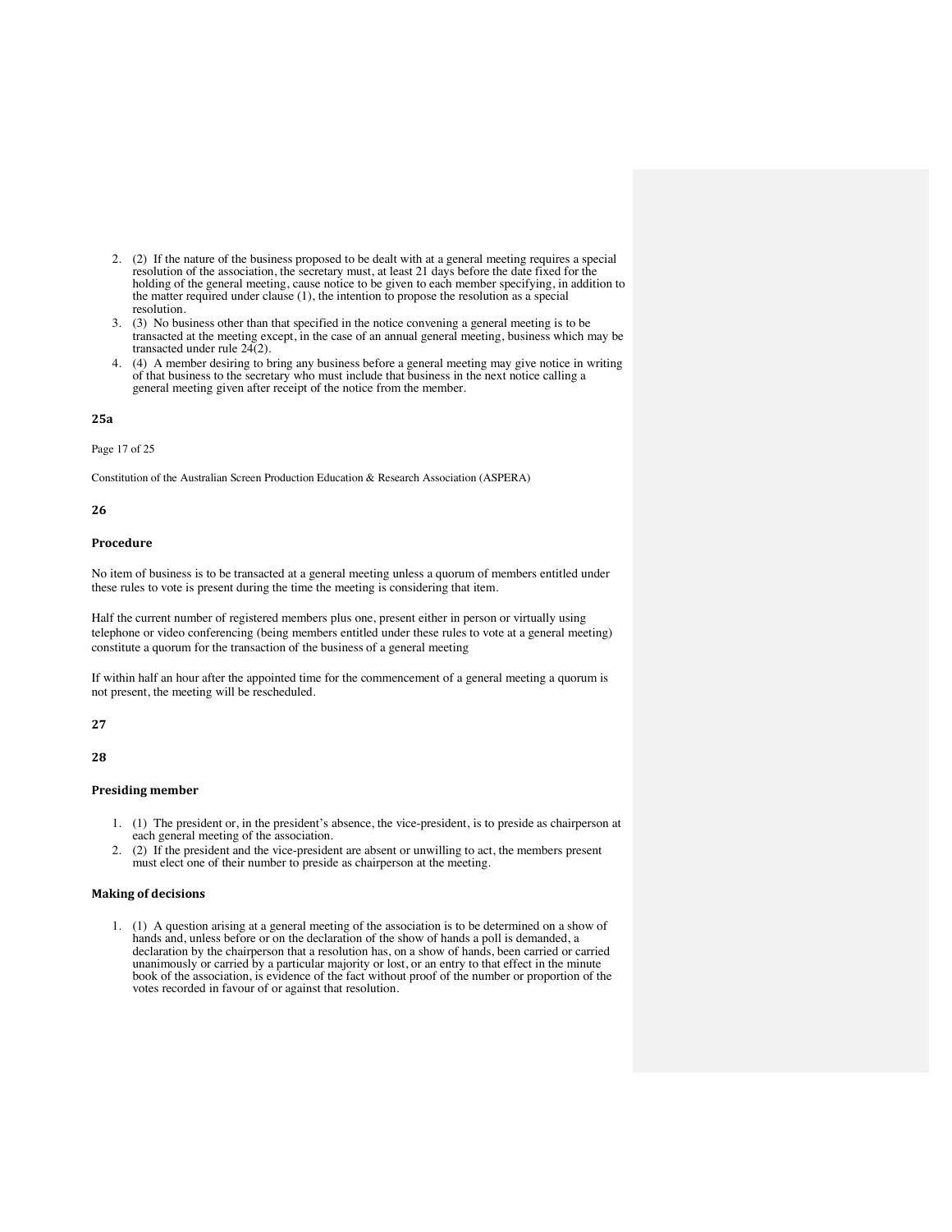2. (2) If the nature of the business proposed to be dealt with at a general meeting requires a special resolution of the association, the secretary must, at least 21 days before the date fixed for the holding of the general meeting, cause notice to be given to each member specifying, in addition to the matter required under clause (1), the intention to propose the resolution as a special resolution.
3. (3) No business other than that specified in the notice convening a general meeting is to be transacted at the meeting except, in the case of an annual general meeting, business which may be transacted under rule 24(2).
4. (4) A member desiring to bring any business before a general meeting may give notice in writing of that business to the secretary who must include that business in the next notice calling a general meeting given after receipt of the notice from the member.

**25a**

**26**

### Procedure

No item of business is to be transacted at a general meeting unless a quorum of members entitled under these rules to vote is present during the time the meeting is considering that item.

Half the current number of registered members plus one, present either in person or virtually using telephone or video conferencing (being members entitled under these rules to vote at a general meeting) constitute a quorum for the transaction of the business of a general meeting

If within half an hour after the appointed time for the commencement of a general meeting a quorum is not present, the meeting will be rescheduled.

**27**

**28**

### Presiding member

1. (1) The president or, in the president's absence, the vice-president, is to preside as chairperson at each general meeting of the association.
2. (2) If the president and the vice-president are absent or unwilling to act, the members present must elect one of their number to preside as chairperson at the meeting.

### Making of decisions

1. (1) A question arising at a general meeting of the association is to be determined on a show of hands and, unless before or on the declaration of the show of hands a poll is demanded, a declaration by the chairperson that a resolution has, on a show of hands, been carried or carried unanimously or carried by a particular majority or lost, or an entry to that effect in the minute book of the association, is evidence of the fact without proof of the number or proportion of the votes recorded in favour of or against that resolution.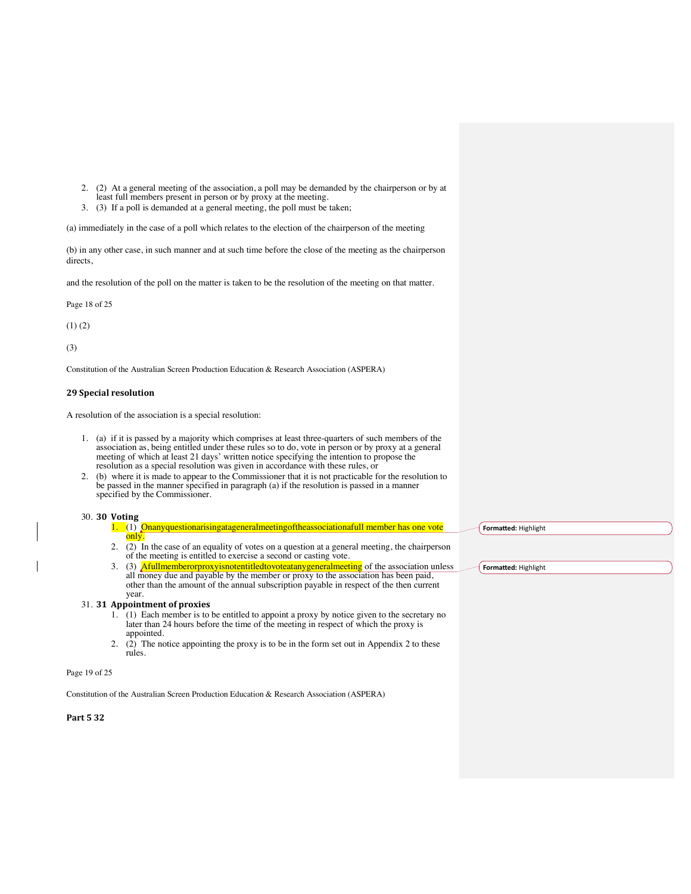2. (2) At a general meeting of the association, a poll may be demanded by the chairperson or by at least full members present in person or by proxy at the meeting.
3. (3) If a poll is demanded at a general meeting, the poll must be taken;

(a) immediately in the case of a poll which relates to the election of the chairperson of the meeting

(b) in any other case, in such manner and at such time before the close of the meeting as the chairperson directs,

and the resolution of the poll on the matter is taken to be the resolution of the meeting on that matter.

(1) (2)

(3)

### 29 Special resolution

A resolution of the association is a special resolution:

1. (a) if it is passed by a majority which comprises at least three-quarters of such members of the association as, being entitled under these rules so to do, vote in person or by proxy at a general meeting of which at least 21 days' written notice specifying the intention to propose the resolution as a special resolution was given in accordance with these rules, or
2. (b) where it is made to appear to the Commissioner that it is not practicable for the resolution to be passed in the manner specified in paragraph (a) if the resolution is passed in a manner specified by the Commissioner.

30. **30 Voting**
    1. (1) Onanyquestionarisingatageneralmeetingoftheassociationafull member has one vote only.
    2. (2) In the case of an equality of votes on a question at a general meeting, the chairperson of the meeting is entitled to exercise a second or casting vote.
    3. (3) Afullmemberorproxyisnotentitledtovoteatanygeneralmeeting of the association unless all money due and payable by the member or proxy to the association has been paid, other than the amount of the annual subscription payable in respect of the then current year.
31. **31 Appointment of proxies**
    1. (1) Each member is to be entitled to appoint a proxy by notice given to the secretary no later than 24 hours before the time of the meeting in respect of which the proxy is appointed.
    2. (2) The notice appointing the proxy is to be in the form set out in Appendix 2 to these rules.

Formatted: Highlight

Formatted: Highlight

**Part 5 32**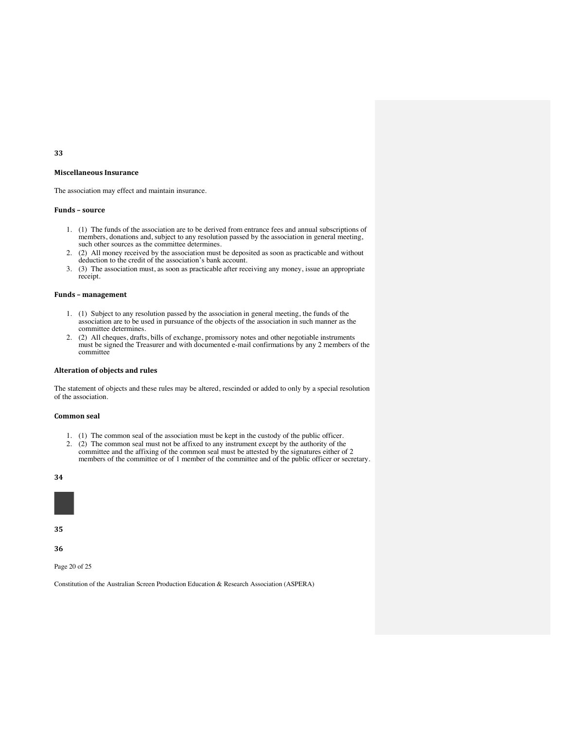**33**

### Miscellaneous Insurance

The association may effect and maintain insurance.

### Funds – source

1. (1) The funds of the association are to be derived from entrance fees and annual subscriptions of members, donations and, subject to any resolution passed by the association in general meeting, such other sources as the committee determines.
2. (2) All money received by the association must be deposited as soon as practicable and without deduction to the credit of the association's bank account.
3. (3) The association must, as soon as practicable after receiving any money, issue an appropriate receipt.

### Funds – management

1. (1) Subject to any resolution passed by the association in general meeting, the funds of the association are to be used in pursuance of the objects of the association in such manner as the committee determines.
2. (2) All cheques, drafts, bills of exchange, promissory notes and other negotiable instruments must be signed the Treasurer and with documented e-mail confirmations by any 2 members of the committee

### Alteration of objects and rules

The statement of objects and these rules may be altered, rescinded or added to only by a special resolution of the association.

### Common seal

1. (1) The common seal of the association must be kept in the custody of the public officer.
2. (2) The common seal must not be affixed to any instrument except by the authority of the committee and the affixing of the common seal must be attested by the signatures either of 2 members of the committee or of 1 member of the committee and of the public officer or secretary.

**34**

**35**

**36**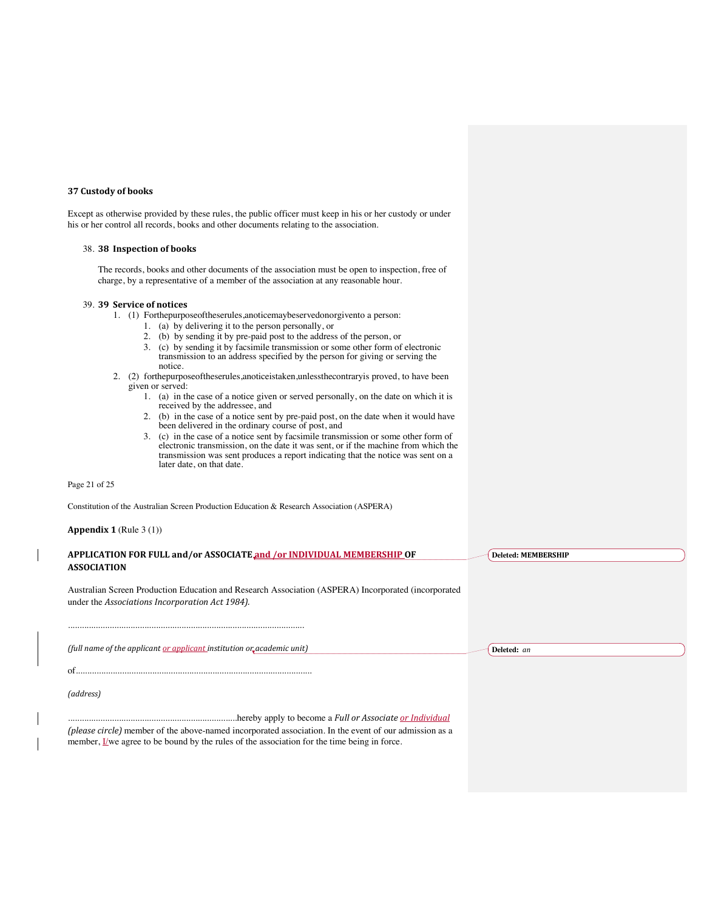### 37 Custody of books

Except as otherwise provided by these rules, the public officer must keep in his or her custody or under his or her control all records, books and other documents relating to the association.

### 38. 38 Inspection of books

The records, books and other documents of the association must be open to inspection, free of charge, by a representative of a member of the association at any reasonable hour.

### 39. 39 Service of notices

1. (1) Forthepurposeoftheserules,anoticemaybeservedonorgivento a person:
   1. (a) by delivering it to the person personally, or
   2. (b) by sending it by pre-paid post to the address of the person, or
   3. (c) by sending it by facsimile transmission or some other form of electronic transmission to an address specified by the person for giving or serving the notice.
2. (2) forthepurposeoftheserules,anoticeistaken,unlessthecontraryis proved, to have been given or served:
   1. (a) in the case of a notice given or served personally, on the date on which it is received by the addressee, and
   2. (b) in the case of a notice sent by pre-paid post, on the date when it would have been delivered in the ordinary course of post, and
   3. (c) in the case of a notice sent by facsimile transmission or some other form of electronic transmission, on the date it was sent, or if the machine from which the transmission was sent produces a report indicating that the notice was sent on a later date, on that date.

**Appendix 1** (Rule 3 (1))

**APPLICATION FOR FULL and/or ASSOCIATE and /or INDIVIDUAL MEMBERSHIP OF ASSOCIATION**

Deleted: MEMBERSHIP

Australian Screen Production Education and Research Association (ASPERA) Incorporated (incorporated under the *Associations Incorporation Act 1984).*

.....................................................................................................

*(full name of the applicant or applicant institution or academic unit)*

Deleted: *an*

of.....................................................................................................

*(address)*

.........................................................................hereby apply to become a *Full or Associate or Individual (please circle)* member of the above-named incorporated association. In the event of our admission as a member, I/we agree to be bound by the rules of the association for the time being in force.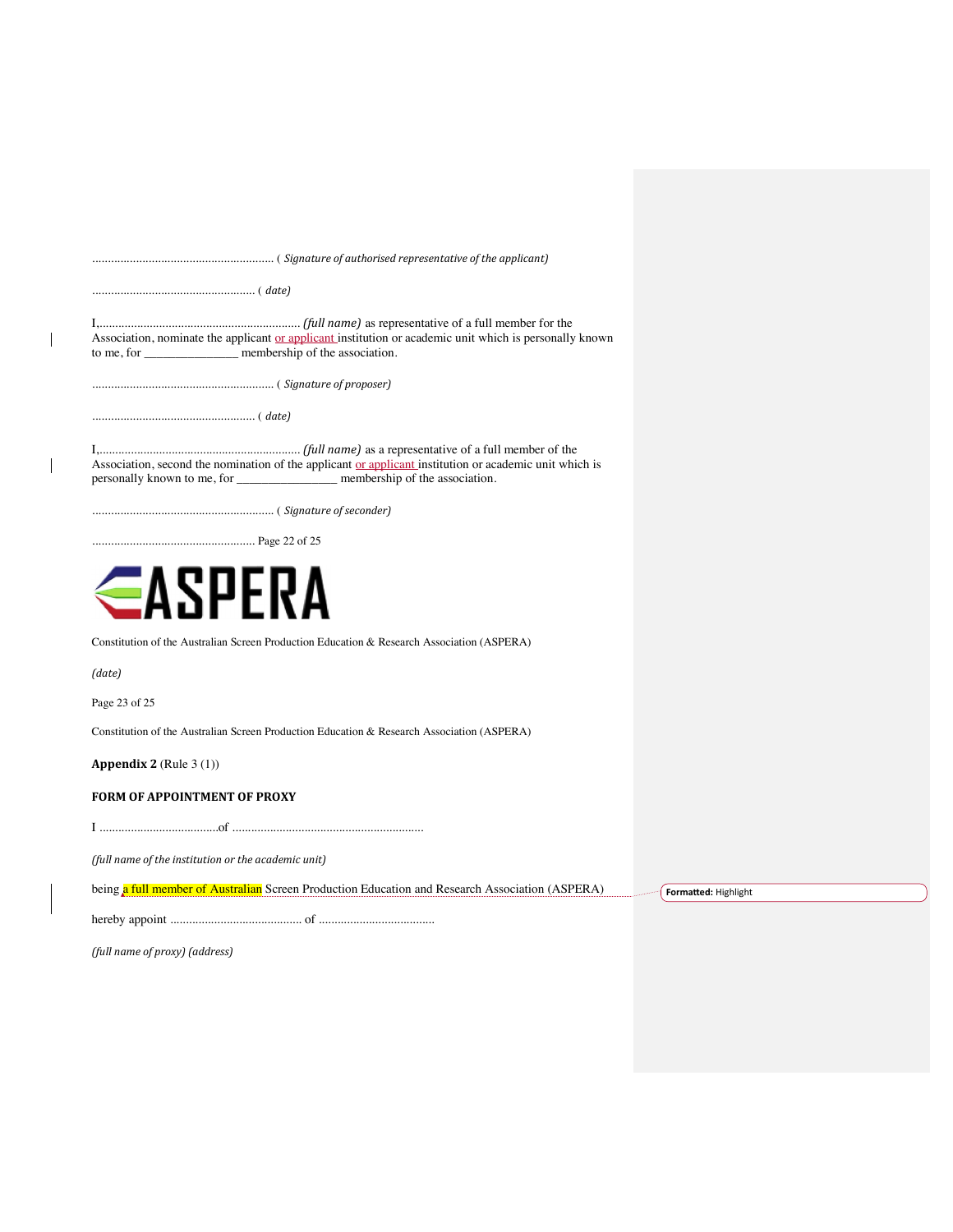.......................................................... ( *Signature of authorised representative of the applicant)*

.................................................... ( *date)*

I,................................................................ *(full name)* as representative of a full member for the Association, nominate the applicant or applicant institution or academic unit which is personally known to me, for _______________ membership of the association.

.......................................................... ( *Signature of proposer)*

.................................................... ( *date)*

I,................................................................ *(full name)* as a representative of a full member of the Association, second the nomination of the applicant or applicant institution or academic unit which is personally known to me, for ________________ membership of the association.

.......................................................... ( *Signature of seconder)*

....................................................

Constitution of the Australian Screen Production Education & Research Association (ASPERA)

*(date)*

Constitution of the Australian Screen Production Education & Research Association (ASPERA)

**Appendix 2** (Rule 3 (1))

**FORM OF APPOINTMENT OF PROXY**

I ......................................of .............................................................

*(full name of the institution or the academic unit)*

being a full member of Australian Screen Production Education and Research Association (ASPERA)

hereby appoint .......................................... of .....................................

*(full name of proxy) (address)*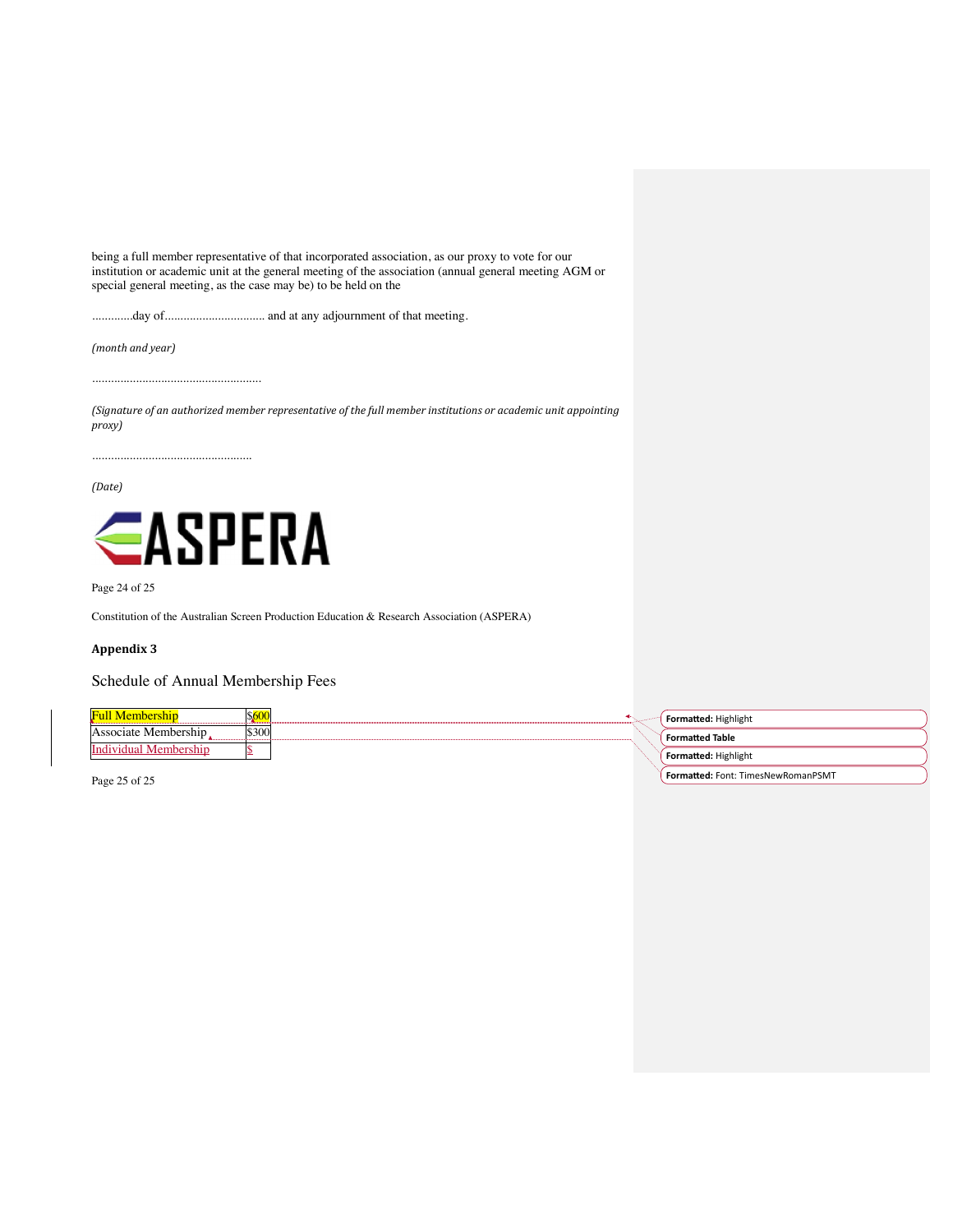being a full member representative of that incorporated association, as our proxy to vote for our institution or academic unit at the general meeting of the association (annual general meeting AGM or special general meeting, as the case may be) to be held on the

............day of................................ and at any adjournment of that meeting.

*(month and year)*

......................................................

*(Signature of an authorized member representative of the full member institutions or academic unit appointing proxy)*

...................................................

*(Date)*

Constitution of the Australian Screen Production Education & Research Association (ASPERA)

**Appendix 3**

## Schedule of Annual Membership Fees

| Full Membership | $600 |
|---|---|
| Associate Membership | $300 |
| Individual Membership | $ |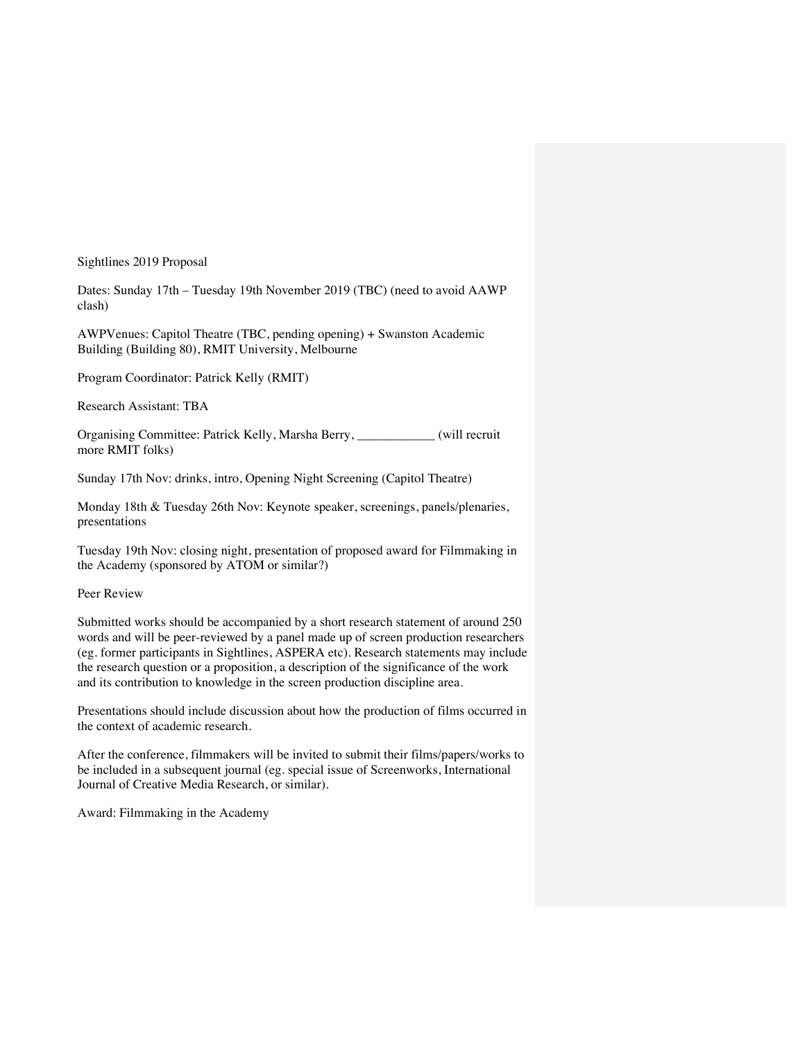Sightlines 2019 Proposal

Dates: Sunday 17th – Tuesday 19th November 2019 (TBC) (need to avoid AAWP clash)

AWPVenues: Capitol Theatre (TBC, pending opening) + Swanston Academic Building (Building 80), RMIT University, Melbourne

Program Coordinator: Patrick Kelly (RMIT)

Research Assistant: TBA

Organising Committee: Patrick Kelly, Marsha Berry, ____________ (will recruit more RMIT folks)

Sunday 17th Nov: drinks, intro, Opening Night Screening (Capitol Theatre)

Monday 18th & Tuesday 26th Nov: Keynote speaker, screenings, panels/plenaries, presentations

Tuesday 19th Nov: closing night, presentation of proposed award for Filmmaking in the Academy (sponsored by ATOM or similar?)

Peer Review

Submitted works should be accompanied by a short research statement of around 250 words and will be peer-reviewed by a panel made up of screen production researchers (eg. former participants in Sightlines, ASPERA etc). Research statements may include the research question or a proposition, a description of the significance of the work and its contribution to knowledge in the screen production discipline area.

Presentations should include discussion about how the production of films occurred in the context of academic research.

After the conference, filmmakers will be invited to submit their films/papers/works to be included in a subsequent journal (eg. special issue of Screenworks, International Journal of Creative Media Research, or similar).

Award: Filmmaking in the Academy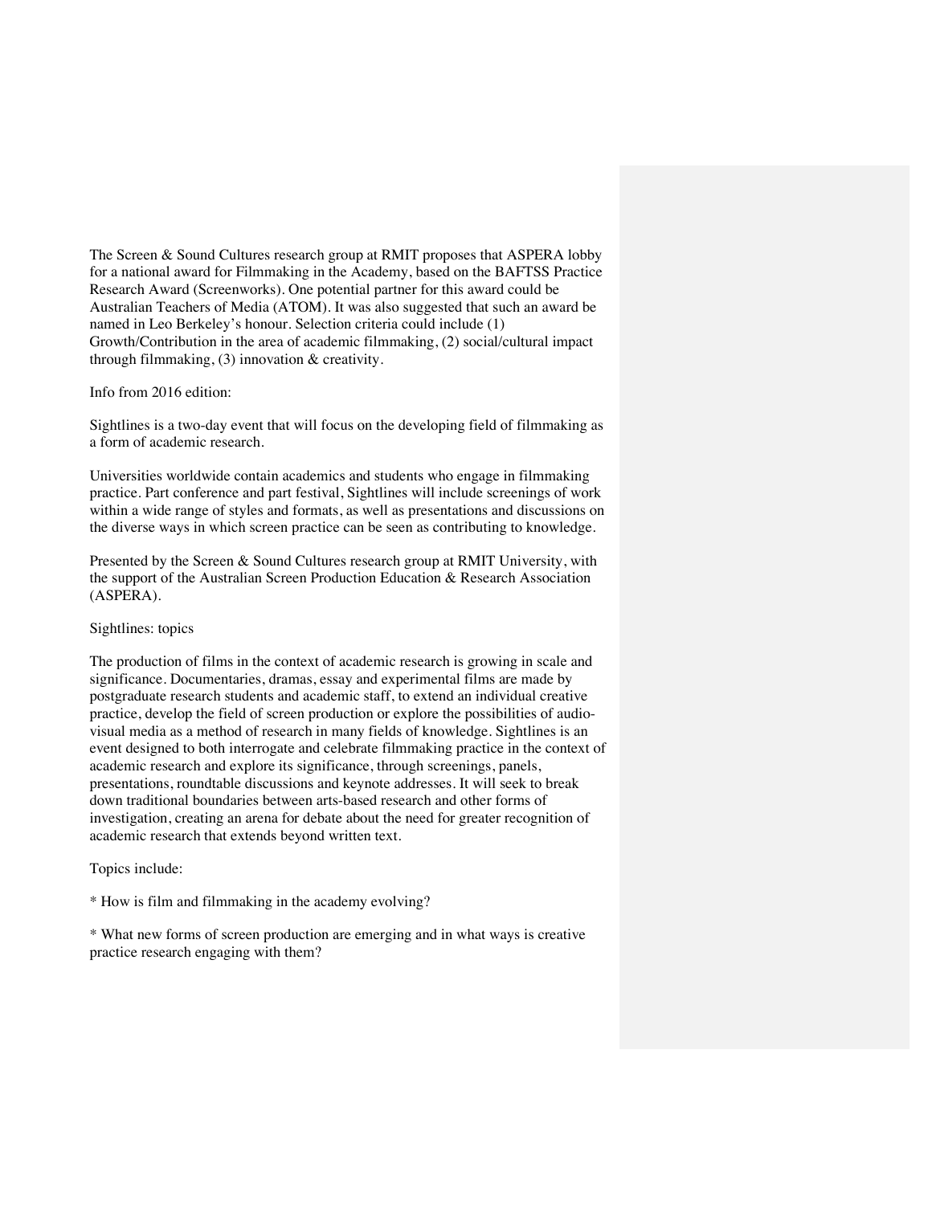The Screen & Sound Cultures research group at RMIT proposes that ASPERA lobby for a national award for Filmmaking in the Academy, based on the BAFTSS Practice Research Award (Screenworks). One potential partner for this award could be Australian Teachers of Media (ATOM). It was also suggested that such an award be named in Leo Berkeley's honour. Selection criteria could include (1) Growth/Contribution in the area of academic filmmaking, (2) social/cultural impact through filmmaking, (3) innovation & creativity.

Info from 2016 edition:

Sightlines is a two-day event that will focus on the developing field of filmmaking as a form of academic research.

Universities worldwide contain academics and students who engage in filmmaking practice. Part conference and part festival, Sightlines will include screenings of work within a wide range of styles and formats, as well as presentations and discussions on the diverse ways in which screen practice can be seen as contributing to knowledge.

Presented by the Screen & Sound Cultures research group at RMIT University, with the support of the Australian Screen Production Education & Research Association (ASPERA).

Sightlines: topics

The production of films in the context of academic research is growing in scale and significance. Documentaries, dramas, essay and experimental films are made by postgraduate research students and academic staff, to extend an individual creative practice, develop the field of screen production or explore the possibilities of audio-visual media as a method of research in many fields of knowledge. Sightlines is an event designed to both interrogate and celebrate filmmaking practice in the context of academic research and explore its significance, through screenings, panels, presentations, roundtable discussions and keynote addresses. It will seek to break down traditional boundaries between arts-based research and other forms of investigation, creating an arena for debate about the need for greater recognition of academic research that extends beyond written text.

Topics include:

* How is film and filmmaking in the academy evolving?

* What new forms of screen production are emerging and in what ways is creative practice research engaging with them?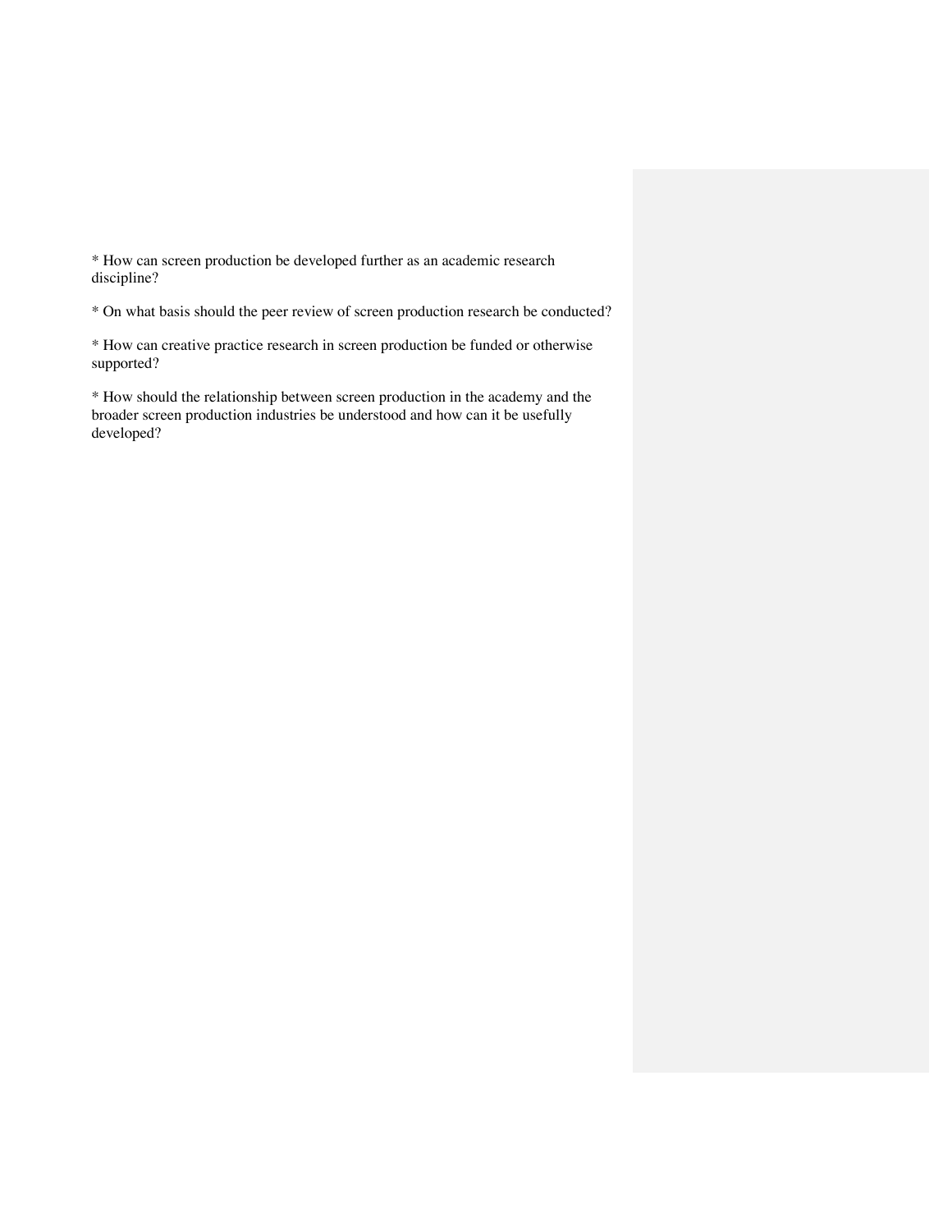* How can screen production be developed further as an academic research discipline?

* On what basis should the peer review of screen production research be conducted?

* How can creative practice research in screen production be funded or otherwise supported?

* How should the relationship between screen production in the academy and the broader screen production industries be understood and how can it be usefully developed?